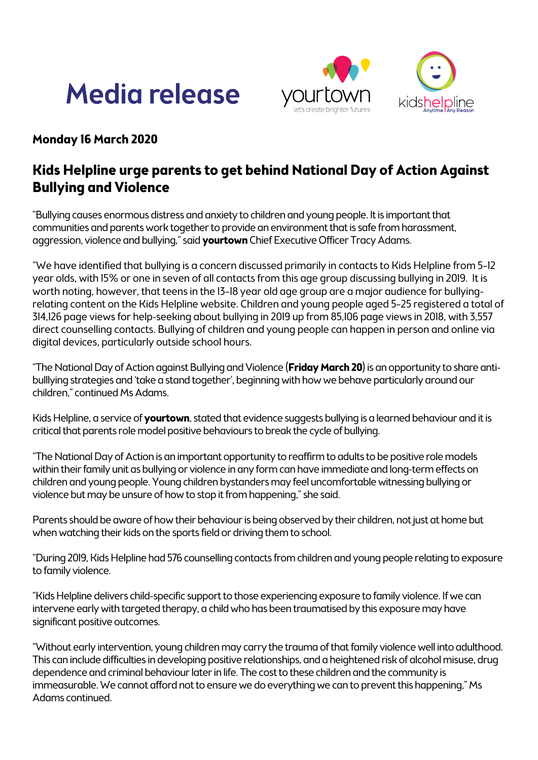# Media release

yourtown
let's create brighter futures

kidshelpline
Anytime | Any Reason

**Monday 16 March 2020**

## Kids Helpline urge parents to get behind National Day of Action Against Bullying and Violence

"Bullying causes enormous distress and anxiety to children and young people. It is important that communities and parents work together to provide an environment that is safe from harassment, aggression, violence and bullying," said **yourtown** Chief Executive Officer Tracy Adams.

"We have identified that bullying is a concern discussed primarily in contacts to Kids Helpline from 5-12 year olds, with 15% or one in seven of all contacts from this age group discussing bullying in 2019. It is worth noting, however, that teens in the 13-18 year old age group are a major audience for bullying-relating content on the Kids Helpline website. Children and young people aged 5-25 registered a total of 314,126 page views for help-seeking about bullying in 2019 up from 85,106 page views in 2018, with 3,557 direct counselling contacts. Bullying of children and young people can happen in person and online via digital devices, particularly outside school hours.

"The National Day of Action against Bullying and Violence (**Friday March 20**) is an opportunity to share anti-bulllying strategies and 'take a stand together', beginning with how we behave particularly around our children," continued Ms Adams.

Kids Helpline, a service of **yourtown**, stated that evidence suggests bullying is a learned behaviour and it is critical that parents role model positive behaviours to break the cycle of bullying.

"The National Day of Action is an important opportunity to reaffirm to adults to be positive role models within their family unit as bullying or violence in any form can have immediate and long-term effects on children and young people. Young children bystanders may feel uncomfortable witnessing bullying or violence but may be unsure of how to stop it from happening," she said.

Parents should be aware of how their behaviour is being observed by their children, not just at home but when watching their kids on the sports field or driving them to school.

"During 2019, Kids Helpline had 576 counselling contacts from children and young people relating to exposure to family violence.

"Kids Helpline delivers child-specific support to those experiencing exposure to family violence. If we can intervene early with targeted therapy, a child who has been traumatised by this exposure may have significant positive outcomes.

"Without early intervention, young children may carry the trauma of that family violence well into adulthood. This can include difficulties in developing positive relationships, and a heightened risk of alcohol misuse, drug dependence and criminal behaviour later in life. The cost to these children and the community is immeasurable. We cannot afford not to ensure we do everything we can to prevent this happening," Ms Adams continued.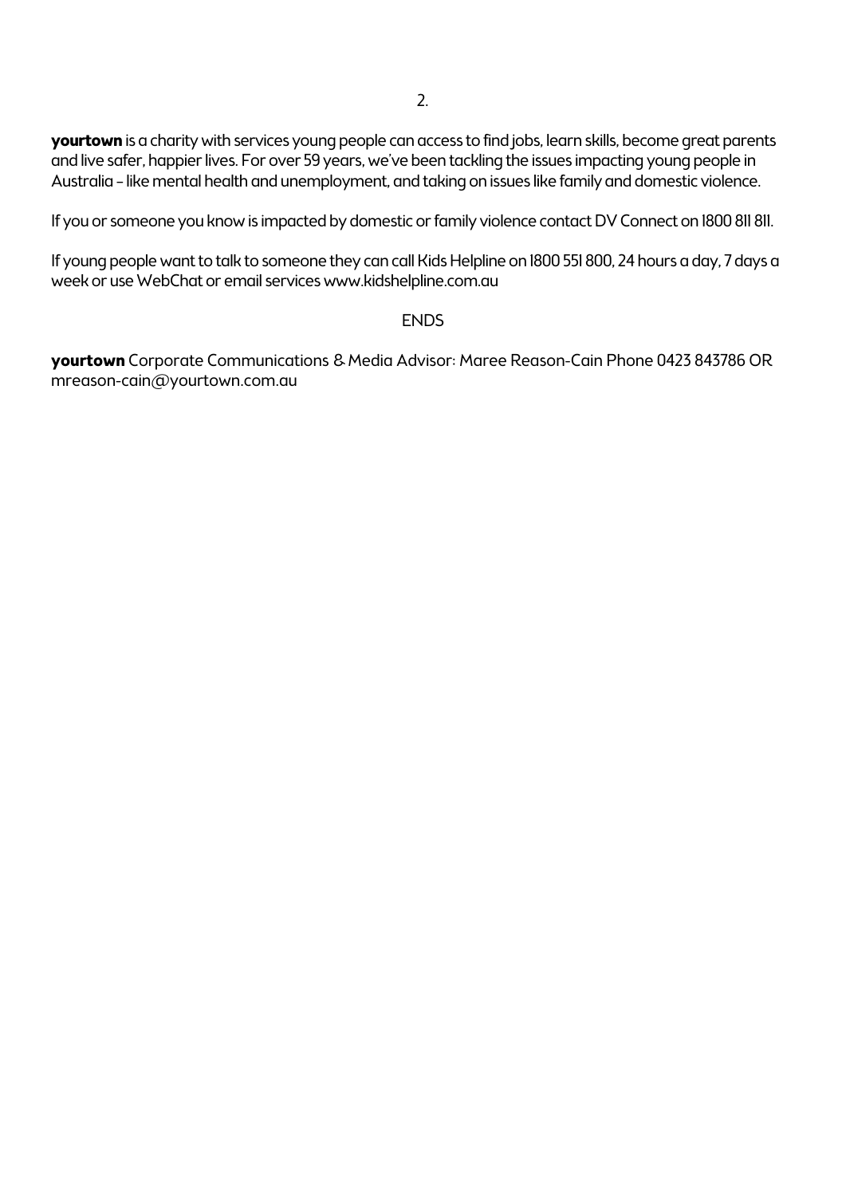**yourtown** is a charity with services young people can access to find jobs, learn skills, become great parents and live safer, happier lives. For over 59 years, we've been tackling the issues impacting young people in Australia – like mental health and unemployment, and taking on issues like family and domestic violence.

If you or someone you know is impacted by domestic or family violence contact DV Connect on 1800 811 811.

If young people want to talk to someone they can call Kids Helpline on 1800 551 800, 24 hours a day, 7 days a week or use WebChat or email services www.kidshelpline.com.au

ENDS

**yourtown** Corporate Communications & Media Advisor: Maree Reason-Cain Phone 0423 843786 OR mreason-cain@yourtown.com.au